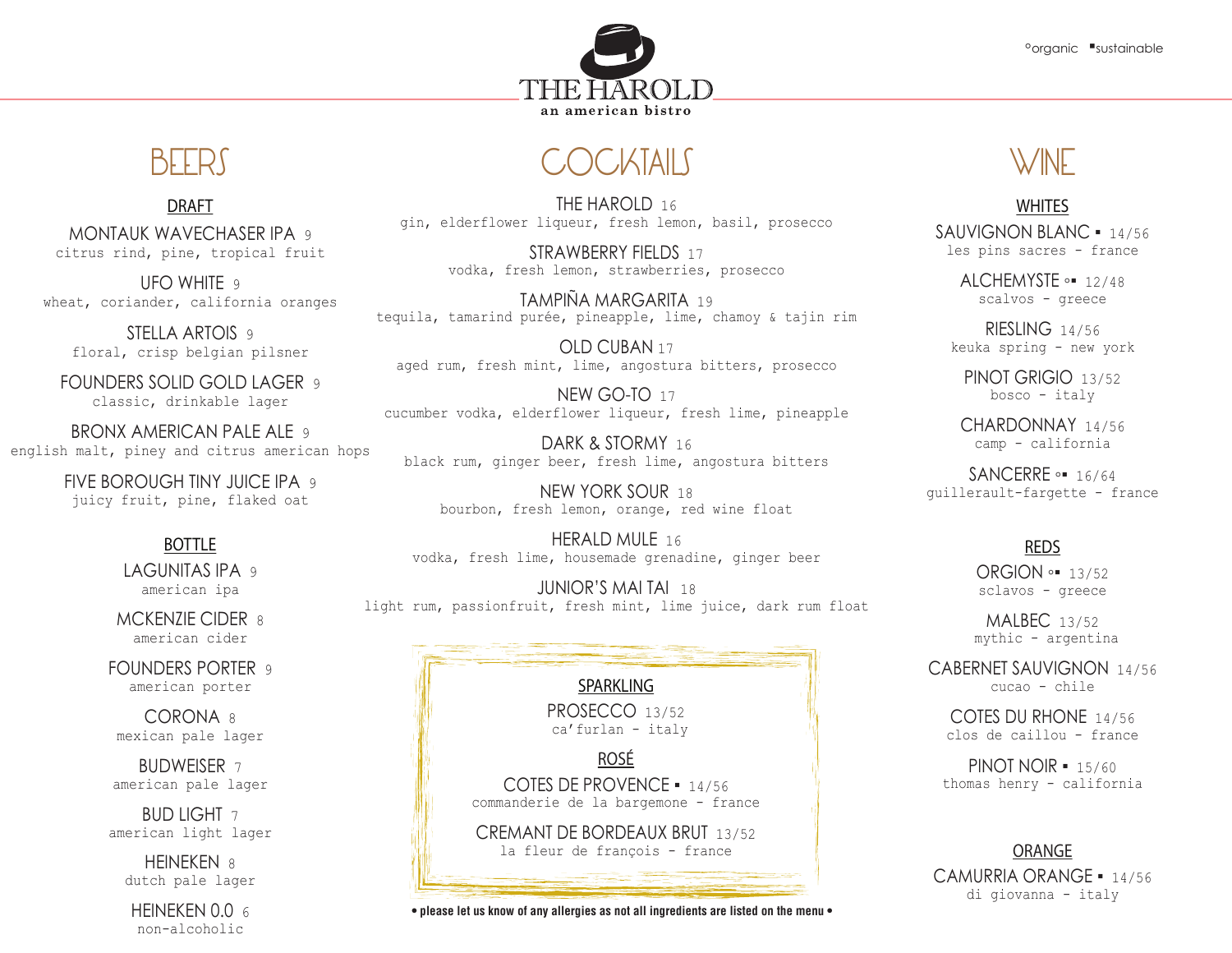°organic ▪sustainable

# THE HAROLD
an american bistro

## BEERS

### DRAFT

MONTAUK WAVECHASER IPA 9
citrus rind, pine, tropical fruit

UFO WHITE 9
wheat, coriander, california oranges

STELLA ARTOIS 9
floral, crisp belgian pilsner

FOUNDERS SOLID GOLD LAGER 9
classic, drinkable lager

BRONX AMERICAN PALE ALE 9
english malt, piney and citrus american hops

FIVE BOROUGH TINY JUICE IPA 9
juicy fruit, pine, flaked oat

### BOTTLE

LAGUNITAS IPA 9
american ipa

MCKENZIE CIDER 8
american cider

FOUNDERS PORTER 9
american porter

CORONA 8
mexican pale lager

BUDWEISER 7
american pale lager

BUD LIGHT 7
american light lager

HEINEKEN 8
dutch pale lager

HEINEKEN 0.0 6
non-alcoholic

## COCKTAILS

THE HAROLD 16
gin, elderflower liqueur, fresh lemon, basil, prosecco

STRAWBERRY FIELDS 17
vodka, fresh lemon, strawberries, prosecco

TAMPIÑA MARGARITA 19
tequila, tamarind purée, pineapple, lime, chamoy & tajin rim

OLD CUBAN 17
aged rum, fresh mint, lime, angostura bitters, prosecco

NEW GO-TO 17
cucumber vodka, elderflower liqueur, fresh lime, pineapple

DARK & STORMY 16
black rum, ginger beer, fresh lime, angostura bitters

NEW YORK SOUR 18
bourbon, fresh lemon, orange, red wine float

HERALD MULE 16
vodka, fresh lime, housemade grenadine, ginger beer

JUNIOR'S MAI TAI 18
light rum, passionfruit, fresh mint, lime juice, dark rum float

### SPARKLING

PROSECCO 13/52
ca'furlan - italy

### ROSÉ

COTES DE PROVENCE ▪ 14/56
commanderie de la bargemone - france

CREMANT DE BORDEAUX BRUT 13/52
la fleur de françois - france

**• please let us know of any allergies as not all ingredients are listed on the menu •**

## WINE

### WHITES

SAUVIGNON BLANC ▪ 14/56
les pins sacres - france

ALCHEMYSTE °▪ 12/48
scalvos - greece

RIESLING 14/56
keuka spring - new york

PINOT GRIGIO 13/52
bosco - italy

CHARDONNAY 14/56
camp - california

SANCERRE °▪ 16/64
guillerault-fargette - france

### REDS

ORGION °▪ 13/52
sclavos - greece

MALBEC 13/52
mythic - argentina

CABERNET SAUVIGNON 14/56
cucao - chile

COTES DU RHONE 14/56
clos de caillou - france

PINOT NOIR ▪ 15/60
thomas henry - california

### ORANGE

CAMURRIA ORANGE ▪ 14/56
di giovanna - italy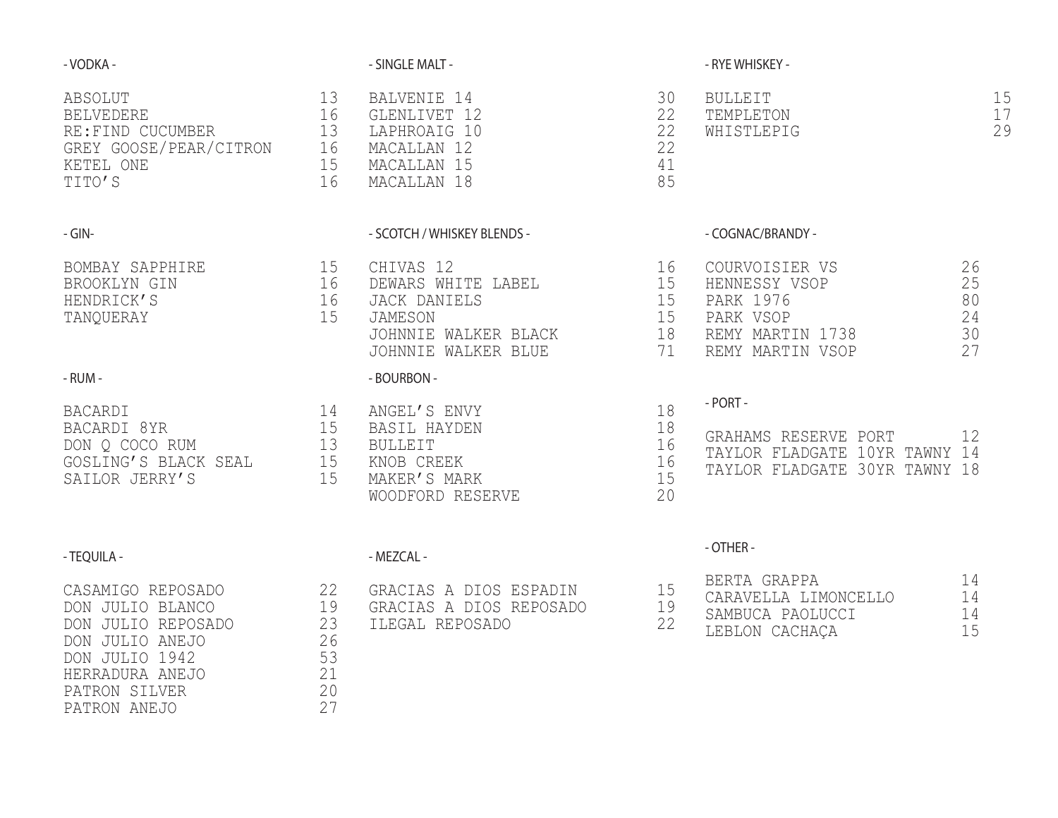## - VODKA -

| | |
|---|---|
| ABSOLUT | 13 |
| BELVEDERE | 16 |
| RE:FIND CUCUMBER | 13 |
| GREY GOOSE/PEAR/CITRON | 16 |
| KETEL ONE | 15 |
| TITO'S | 16 |

## - GIN-

| | |
|---|---|
| BOMBAY SAPPHIRE | 15 |
| BROOKLYN GIN | 16 |
| HENDRICK'S | 16 |
| TANQUERAY | 15 |

## - RUM -

| | |
|---|---|
| BACARDI | 14 |
| BACARDI 8YR | 15 |
| DON Q COCO RUM | 13 |
| GOSLING'S BLACK SEAL | 15 |
| SAILOR JERRY'S | 15 |

## - TEQUILA -

| | |
|---|---|
| CASAMIGO REPOSADO | 22 |
| DON JULIO BLANCO | 19 |
| DON JULIO REPOSADO | 23 |
| DON JULIO ANEJO | 26 |
| DON JULIO 1942 | 53 |
| HERRADURA ANEJO | 21 |
| PATRON SILVER | 20 |
| PATRON ANEJO | 27 |

## - SINGLE MALT -

| | |
|---|---|
| BALVENIE 14 | 30 |
| GLENLIVET 12 | 22 |
| LAPHROAIG 10 | 22 |
| MACALLAN 12 | 22 |
| MACALLAN 15 | 41 |
| MACALLAN 18 | 85 |

## - SCOTCH / WHISKEY BLENDS -

| | |
|---|---|
| CHIVAS 12 | 16 |
| DEWARS WHITE LABEL | 15 |
| JACK DANIELS | 15 |
| JAMESON | 15 |
| JOHNNIE WALKER BLACK | 18 |
| JOHNNIE WALKER BLUE | 71 |

## - BOURBON -

| | |
|---|---|
| ANGEL'S ENVY | 18 |
| BASIL HAYDEN | 18 |
| BULLEIT | 16 |
| KNOB CREEK | 16 |
| MAKER'S MARK | 15 |
| WOODFORD RESERVE | 20 |

## - MEZCAL -

| | |
|---|---|
| GRACIAS A DIOS ESPADIN | 15 |
| GRACIAS A DIOS REPOSADO | 19 |
| ILEGAL REPOSADO | 22 |

## - RYE WHISKEY -

| | |
|---|---|
| BULLEIT | 15 |
| TEMPLETON | 17 |
| WHISTLEPIG | 29 |

## - COGNAC/BRANDY -

| | |
|---|---|
| COURVOISIER VS | 26 |
| HENNESSY VSOP | 25 |
| PARK 1976 | 80 |
| PARK VSOP | 24 |
| REMY MARTIN 1738 | 30 |
| REMY MARTIN VSOP | 27 |

## - PORT -

| | |
|---|---|
| GRAHAMS RESERVE PORT | 12 |
| TAYLOR FLADGATE 10YR TAWNY | 14 |
| TAYLOR FLADGATE 30YR TAWNY | 18 |

## - OTHER -

| | |
|---|---|
| BERTA GRAPPA | 14 |
| CARAVELLA LIMONCELLO | 14 |
| SAMBUCA PAOLUCCI | 14 |
| LEBLON CACHAÇA | 15 |